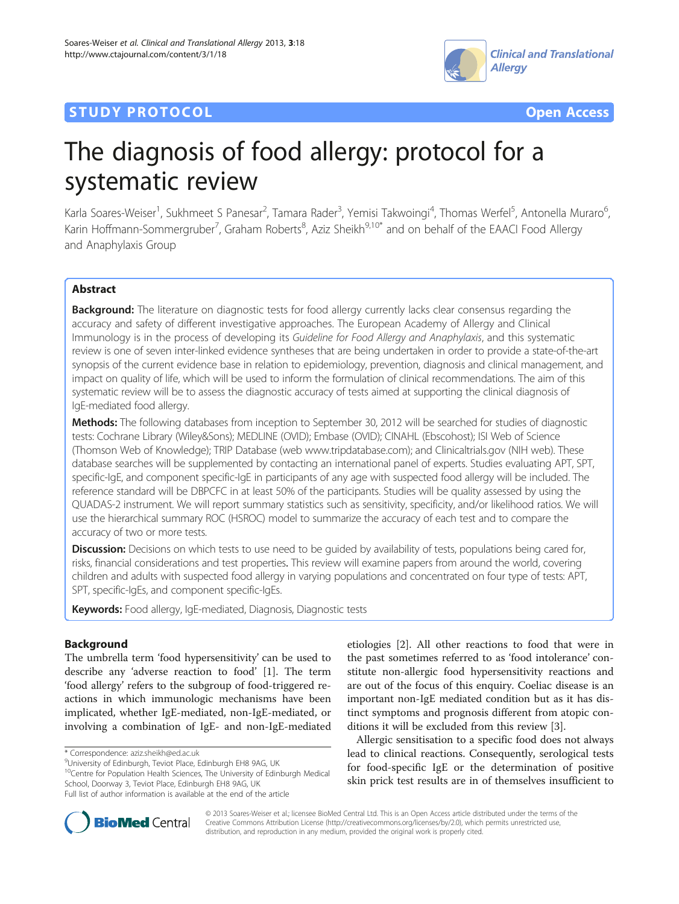STUDY PROTOCOL Open Access

# The diagnosis of food allergy: protocol for a systematic review

Karla Soares-Weiser[1], Sukhmeet S Panesar[2], Tamara Rader[3], Yemisi Takwoingi[4], Thomas Werfel[5], Antonella Muraro[6], Karin Hoffmann-Sommergruber[7], Graham Roberts[8], Aziz Sheikh[9,10*] and on behalf of the EAACI Food Allergy and Anaphylaxis Group

## Abstract

**Background:** The literature on diagnostic tests for food allergy currently lacks clear consensus regarding the accuracy and safety of different investigative approaches. The European Academy of Allergy and Clinical Immunology is in the process of developing its *Guideline for Food Allergy and Anaphylaxis*, and this systematic review is one of seven inter-linked evidence syntheses that are being undertaken in order to provide a state-of-the-art synopsis of the current evidence base in relation to epidemiology, prevention, diagnosis and clinical management, and impact on quality of life, which will be used to inform the formulation of clinical recommendations. The aim of this systematic review will be to assess the diagnostic accuracy of tests aimed at supporting the clinical diagnosis of IgE-mediated food allergy.

**Methods:** The following databases from inception to September 30, 2012 will be searched for studies of diagnostic tests: Cochrane Library (Wiley&Sons); MEDLINE (OVID); Embase (OVID); CINAHL (Ebscohost); ISI Web of Science (Thomson Web of Knowledge); TRIP Database (web www.tripdatabase.com); and Clinicaltrials.gov (NIH web). These database searches will be supplemented by contacting an international panel of experts. Studies evaluating APT, SPT, specific-IgE, and component specific-IgE in participants of any age with suspected food allergy will be included. The reference standard will be DBPCFC in at least 50% of the participants. Studies will be quality assessed by using the QUADAS-2 instrument. We will report summary statistics such as sensitivity, specificity, and/or likelihood ratios. We will use the hierarchical summary ROC (HSROC) model to summarize the accuracy of each test and to compare the accuracy of two or more tests.

**Discussion:** Decisions on which tests to use need to be guided by availability of tests, populations being cared for, risks, financial considerations and test properties**.** This review will examine papers from around the world, covering children and adults with suspected food allergy in varying populations and concentrated on four type of tests: APT, SPT, specific-IgEs, and component specific-IgEs.

**Keywords:** Food allergy, IgE-mediated, Diagnosis, Diagnostic tests

## Background

The umbrella term 'food hypersensitivity' can be used to describe any 'adverse reaction to food' [1]. The term 'food allergy' refers to the subgroup of food-triggered reactions in which immunologic mechanisms have been implicated, whether IgE-mediated, non-IgE-mediated, or involving a combination of IgE- and non-IgE-mediated etiologies [2]. All other reactions to food that were in the past sometimes referred to as 'food intolerance' constitute non-allergic food hypersensitivity reactions and are out of the focus of this enquiry. Coeliac disease is an important non-IgE mediated condition but as it has distinct symptoms and prognosis different from atopic conditions it will be excluded from this review [3].

Allergic sensitisation to a specific food does not always lead to clinical reactions. Consequently, serological tests for food-specific IgE or the determination of positive skin prick test results are in of themselves insufficient to

\* Correspondence: aziz.sheikh@ed.ac.uk
[9]University of Edinburgh, Teviot Place, Edinburgh EH8 9AG, UK
[10]Centre for Population Health Sciences, The University of Edinburgh Medical School, Doorway 3, Teviot Place, Edinburgh EH8 9AG, UK
Full list of author information is available at the end of the article

© 2013 Soares-Weiser et al.; licensee BioMed Central Ltd. This is an Open Access article distributed under the terms of the Creative Commons Attribution License (http://creativecommons.org/licenses/by/2.0), which permits unrestricted use, distribution, and reproduction in any medium, provided the original work is properly cited.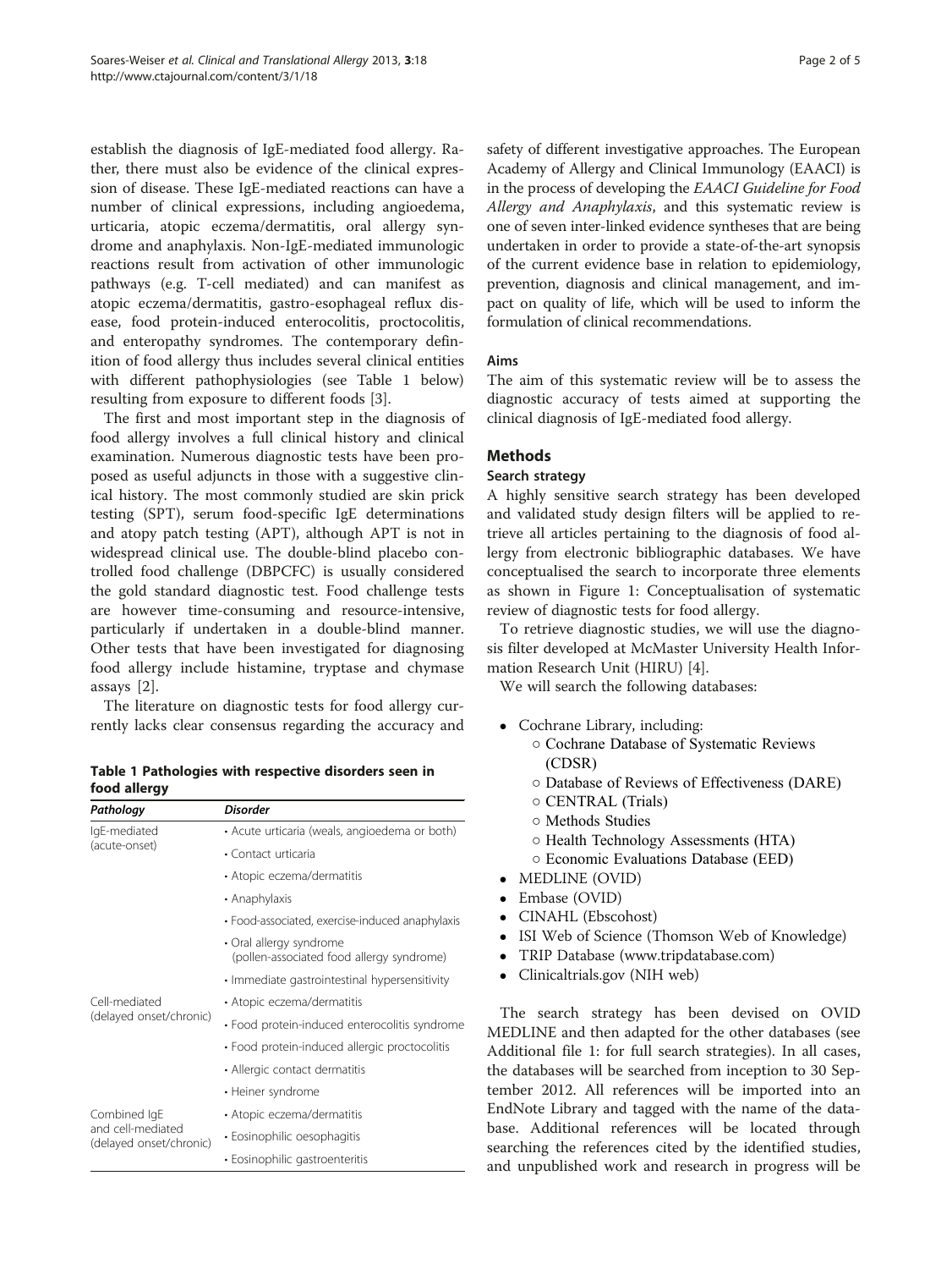establish the diagnosis of IgE-mediated food allergy. Rather, there must also be evidence of the clinical expression of disease. These IgE-mediated reactions can have a number of clinical expressions, including angioedema, urticaria, atopic eczema/dermatitis, oral allergy syndrome and anaphylaxis. Non-IgE-mediated immunologic reactions result from activation of other immunologic pathways (e.g. T-cell mediated) and can manifest as atopic eczema/dermatitis, gastro-esophageal reflux disease, food protein-induced enterocolitis, proctocolitis, and enteropathy syndromes. The contemporary definition of food allergy thus includes several clinical entities with different pathophysiologies (see Table 1 below) resulting from exposure to different foods [3].

The first and most important step in the diagnosis of food allergy involves a full clinical history and clinical examination. Numerous diagnostic tests have been proposed as useful adjuncts in those with a suggestive clinical history. The most commonly studied are skin prick testing (SPT), serum food-specific IgE determinations and atopy patch testing (APT), although APT is not in widespread clinical use. The double-blind placebo controlled food challenge (DBPCFC) is usually considered the gold standard diagnostic test. Food challenge tests are however time-consuming and resource-intensive, particularly if undertaken in a double-blind manner. Other tests that have been investigated for diagnosing food allergy include histamine, tryptase and chymase assays [2].

The literature on diagnostic tests for food allergy currently lacks clear consensus regarding the accuracy and safety of different investigative approaches. The European Academy of Allergy and Clinical Immunology (EAACI) is in the process of developing the *EAACI Guideline for Food Allergy and Anaphylaxis*, and this systematic review is one of seven inter-linked evidence syntheses that are being undertaken in order to provide a state-of-the-art synopsis of the current evidence base in relation to epidemiology, prevention, diagnosis and clinical management, and impact on quality of life, which will be used to inform the formulation of clinical recommendations.

**Table 1 Pathologies with respective disorders seen in food allergy**

| *Pathology* | *Disorder* |
|---|---|
| IgE-mediated (acute-onset) | • Acute urticaria (weals, angioedema or both) |
| | • Contact urticaria |
| | • Atopic eczema/dermatitis |
| | • Anaphylaxis |
| | • Food-associated, exercise-induced anaphylaxis |
| | • Oral allergy syndrome (pollen-associated food allergy syndrome) |
| | • Immediate gastrointestinal hypersensitivity |
| Cell-mediated (delayed onset/chronic) | • Atopic eczema/dermatitis |
| | • Food protein-induced enterocolitis syndrome |
| | • Food protein-induced allergic proctocolitis |
| | • Allergic contact dermatitis |
| | • Heiner syndrome |
| Combined IgE and cell-mediated (delayed onset/chronic) | • Atopic eczema/dermatitis |
| | • Eosinophilic oesophagitis |
| | • Eosinophilic gastroenteritis |

### Aims

The aim of this systematic review will be to assess the diagnostic accuracy of tests aimed at supporting the clinical diagnosis of IgE-mediated food allergy.

## Methods

### Search strategy

A highly sensitive search strategy has been developed and validated study design filters will be applied to retrieve all articles pertaining to the diagnosis of food allergy from electronic bibliographic databases. We have conceptualised the search to incorporate three elements as shown in Figure 1: Conceptualisation of systematic review of diagnostic tests for food allergy.

To retrieve diagnostic studies, we will use the diagnosis filter developed at McMaster University Health Information Research Unit (HIRU) [4].

We will search the following databases:

- Cochrane Library, including:
  - Cochrane Database of Systematic Reviews (CDSR)
  - Database of Reviews of Effectiveness (DARE)
  - CENTRAL (Trials)
  - Methods Studies
  - Health Technology Assessments (HTA)
  - Economic Evaluations Database (EED)
- MEDLINE (OVID)
- Embase (OVID)
- CINAHL (Ebscohost)
- ISI Web of Science (Thomson Web of Knowledge)
- TRIP Database (www.tripdatabase.com)
- Clinicaltrials.gov (NIH web)

The search strategy has been devised on OVID MEDLINE and then adapted for the other databases (see Additional file 1: for full search strategies). In all cases, the databases will be searched from inception to 30 September 2012. All references will be imported into an EndNote Library and tagged with the name of the database. Additional references will be located through searching the references cited by the identified studies, and unpublished work and research in progress will be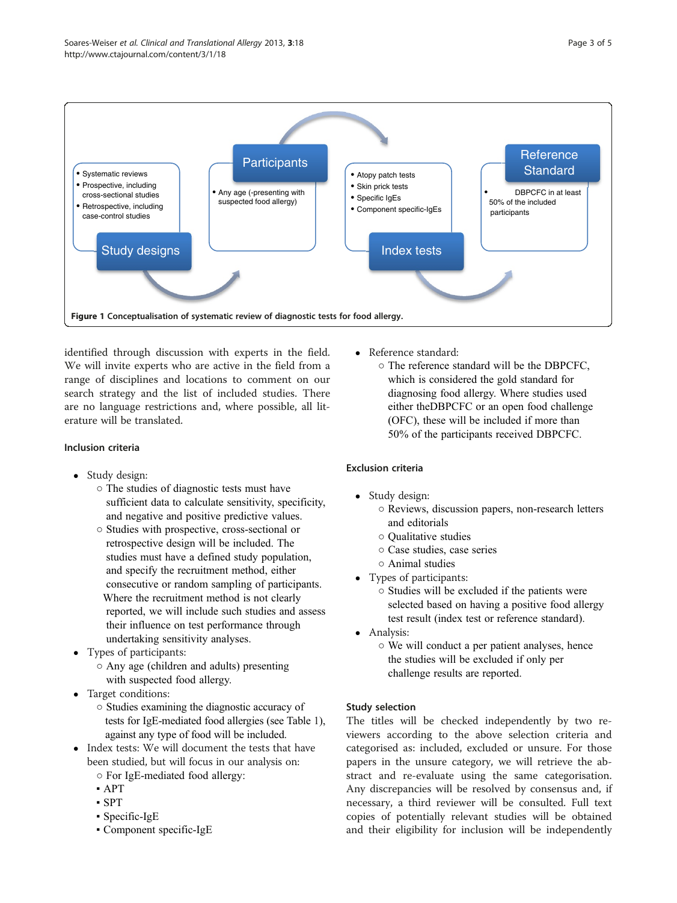Figure 1 Conceptualisation of systematic review of diagnostic tests for food allergy.

identified through discussion with experts in the field. We will invite experts who are active in the field from a range of disciplines and locations to comment on our search strategy and the list of included studies. There are no language restrictions and, where possible, all literature will be translated.

### Inclusion criteria

- Study design:
  - The studies of diagnostic tests must have sufficient data to calculate sensitivity, specificity, and negative and positive predictive values.
  - Studies with prospective, cross-sectional or retrospective design will be included. The studies must have a defined study population, and specify the recruitment method, either consecutive or random sampling of participants. Where the recruitment method is not clearly reported, we will include such studies and assess their influence on test performance through undertaking sensitivity analyses.
- Types of participants:
  - Any age (children and adults) presenting with suspected food allergy.
- Target conditions:
  - Studies examining the diagnostic accuracy of tests for IgE-mediated food allergies (see Table 1), against any type of food will be included.
- Index tests: We will document the tests that have been studied, but will focus in our analysis on:
  - For IgE-mediated food allergy:
    - APT
    - SPT
    - Specific-IgE
    - Component specific-IgE
- Reference standard:
  - The reference standard will be the DBPCFC, which is considered the gold standard for diagnosing food allergy. Where studies used either theDBPCFC or an open food challenge (OFC), these will be included if more than 50% of the participants received DBPCFC.

### Exclusion criteria

- Study design:
  - Reviews, discussion papers, non-research letters and editorials
  - Qualitative studies
  - Case studies, case series
  - Animal studies
- Types of participants:
  - Studies will be excluded if the patients were selected based on having a positive food allergy test result (index test or reference standard).
- Analysis:
  - We will conduct a per patient analyses, hence the studies will be excluded if only per challenge results are reported.

### Study selection

The titles will be checked independently by two reviewers according to the above selection criteria and categorised as: included, excluded or unsure. For those papers in the unsure category, we will retrieve the abstract and re-evaluate using the same categorisation. Any discrepancies will be resolved by consensus and, if necessary, a third reviewer will be consulted. Full text copies of potentially relevant studies will be obtained and their eligibility for inclusion will be independently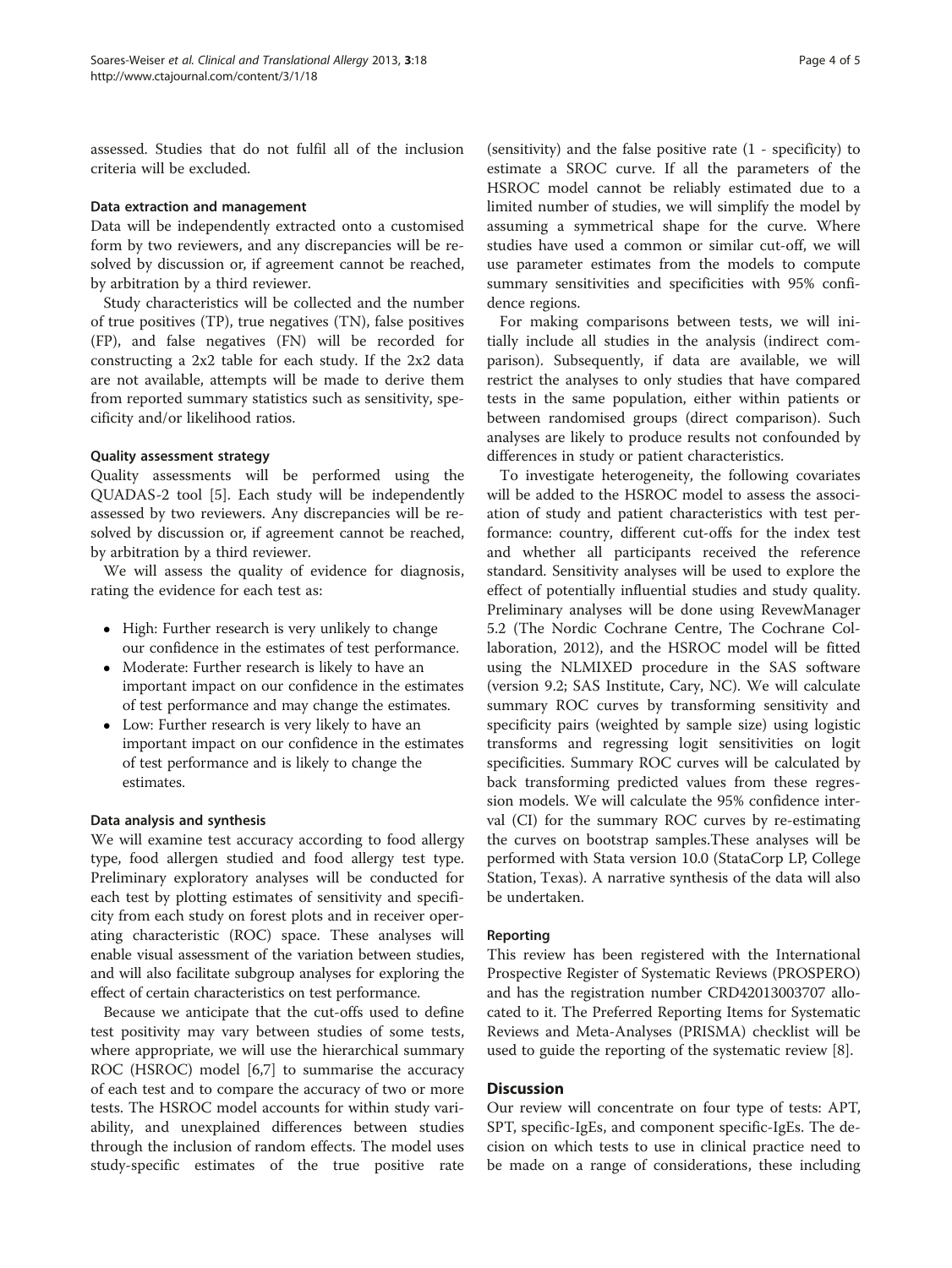assessed. Studies that do not fulfil all of the inclusion criteria will be excluded.

### Data extraction and management

Data will be independently extracted onto a customised form by two reviewers, and any discrepancies will be resolved by discussion or, if agreement cannot be reached, by arbitration by a third reviewer.

Study characteristics will be collected and the number of true positives (TP), true negatives (TN), false positives (FP), and false negatives (FN) will be recorded for constructing a 2x2 table for each study. If the 2x2 data are not available, attempts will be made to derive them from reported summary statistics such as sensitivity, specificity and/or likelihood ratios.

### Quality assessment strategy

Quality assessments will be performed using the QUADAS-2 tool [5]. Each study will be independently assessed by two reviewers. Any discrepancies will be resolved by discussion or, if agreement cannot be reached, by arbitration by a third reviewer.

We will assess the quality of evidence for diagnosis, rating the evidence for each test as:

- High: Further research is very unlikely to change our confidence in the estimates of test performance.
- Moderate: Further research is likely to have an important impact on our confidence in the estimates of test performance and may change the estimates.
- Low: Further research is very likely to have an important impact on our confidence in the estimates of test performance and is likely to change the estimates.

### Data analysis and synthesis

We will examine test accuracy according to food allergy type, food allergen studied and food allergy test type. Preliminary exploratory analyses will be conducted for each test by plotting estimates of sensitivity and specificity from each study on forest plots and in receiver operating characteristic (ROC) space. These analyses will enable visual assessment of the variation between studies, and will also facilitate subgroup analyses for exploring the effect of certain characteristics on test performance.

Because we anticipate that the cut-offs used to define test positivity may vary between studies of some tests, where appropriate, we will use the hierarchical summary ROC (HSROC) model [6,7] to summarise the accuracy of each test and to compare the accuracy of two or more tests. The HSROC model accounts for within study variability, and unexplained differences between studies through the inclusion of random effects. The model uses study-specific estimates of the true positive rate (sensitivity) and the false positive rate (1 - specificity) to estimate a SROC curve. If all the parameters of the HSROC model cannot be reliably estimated due to a limited number of studies, we will simplify the model by assuming a symmetrical shape for the curve. Where studies have used a common or similar cut-off, we will use parameter estimates from the models to compute summary sensitivities and specificities with 95% confidence regions.

For making comparisons between tests, we will initially include all studies in the analysis (indirect comparison). Subsequently, if data are available, we will restrict the analyses to only studies that have compared tests in the same population, either within patients or between randomised groups (direct comparison). Such analyses are likely to produce results not confounded by differences in study or patient characteristics.

To investigate heterogeneity, the following covariates will be added to the HSROC model to assess the association of study and patient characteristics with test performance: country, different cut-offs for the index test and whether all participants received the reference standard. Sensitivity analyses will be used to explore the effect of potentially influential studies and study quality. Preliminary analyses will be done using RevewManager 5.2 (The Nordic Cochrane Centre, The Cochrane Collaboration, 2012), and the HSROC model will be fitted using the NLMIXED procedure in the SAS software (version 9.2; SAS Institute, Cary, NC). We will calculate summary ROC curves by transforming sensitivity and specificity pairs (weighted by sample size) using logistic transforms and regressing logit sensitivities on logit specificities. Summary ROC curves will be calculated by back transforming predicted values from these regression models. We will calculate the 95% confidence interval (CI) for the summary ROC curves by re-estimating the curves on bootstrap samples.These analyses will be performed with Stata version 10.0 (StataCorp LP, College Station, Texas). A narrative synthesis of the data will also be undertaken.

### Reporting

This review has been registered with the International Prospective Register of Systematic Reviews (PROSPERO) and has the registration number CRD42013003707 allocated to it. The Preferred Reporting Items for Systematic Reviews and Meta-Analyses (PRISMA) checklist will be used to guide the reporting of the systematic review [8].

## Discussion

Our review will concentrate on four type of tests: APT, SPT, specific-IgEs, and component specific-IgEs. The decision on which tests to use in clinical practice need to be made on a range of considerations, these including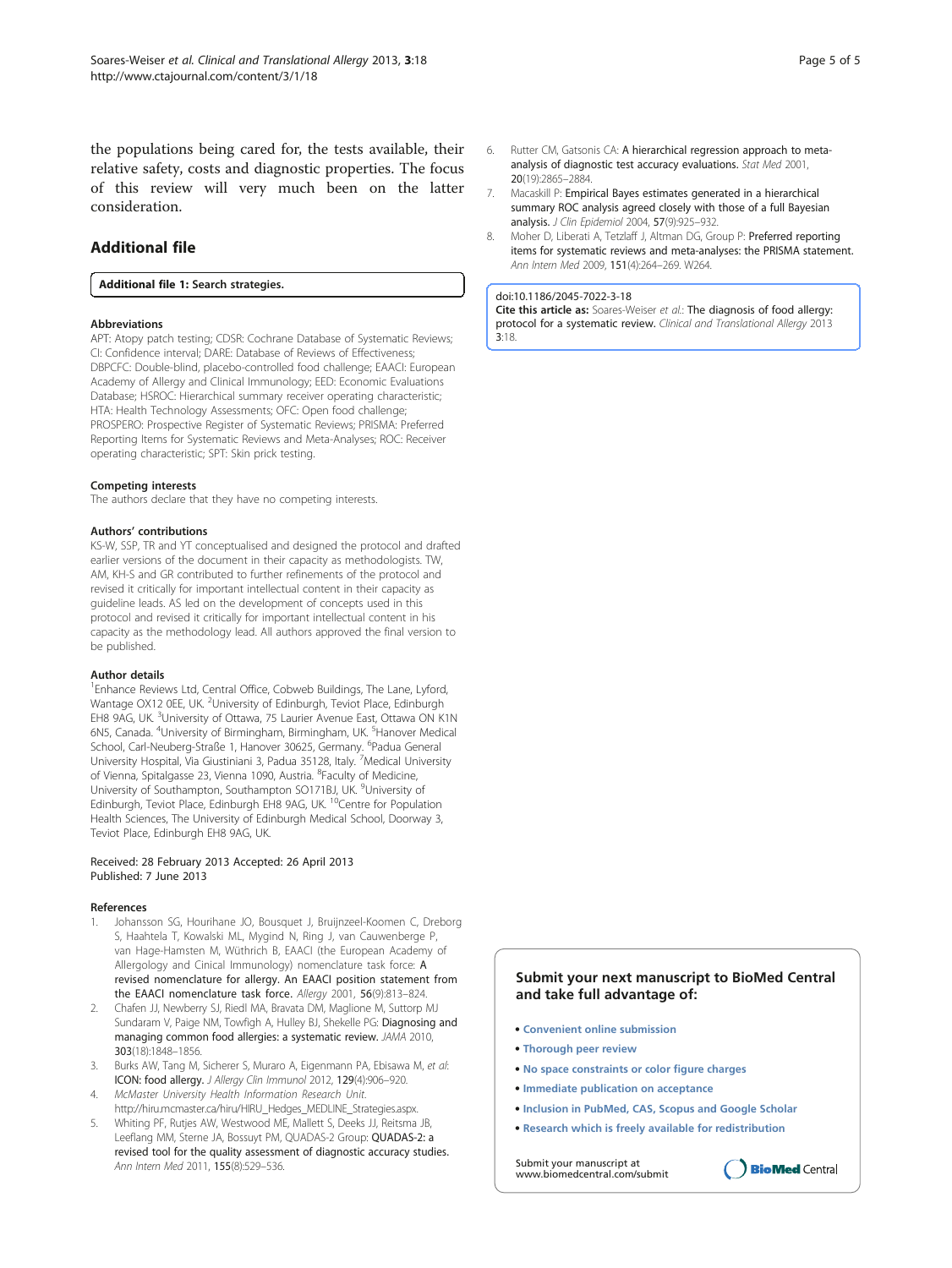the populations being cared for, the tests available, their relative safety, costs and diagnostic properties. The focus of this review will very much been on the latter consideration.

## Additional file

**Additional file 1: Search strategies.**

#### Abbreviations

APT: Atopy patch testing; CDSR: Cochrane Database of Systematic Reviews; CI: Confidence interval; DARE: Database of Reviews of Effectiveness; DBPCFC: Double-blind, placebo-controlled food challenge; EAACI: European Academy of Allergy and Clinical Immunology; EED: Economic Evaluations Database; HSROC: Hierarchical summary receiver operating characteristic; HTA: Health Technology Assessments; OFC: Open food challenge; PROSPERO: Prospective Register of Systematic Reviews; PRISMA: Preferred Reporting Items for Systematic Reviews and Meta-Analyses; ROC: Receiver operating characteristic; SPT: Skin prick testing.

#### Competing interests

The authors declare that they have no competing interests.

#### Authors' contributions

KS-W, SSP, TR and YT conceptualised and designed the protocol and drafted earlier versions of the document in their capacity as methodologists. TW, AM, KH-S and GR contributed to further refinements of the protocol and revised it critically for important intellectual content in their capacity as guideline leads. AS led on the development of concepts used in this protocol and revised it critically for important intellectual content in his capacity as the methodology lead. All authors approved the final version to be published.

#### Author details

[1]Enhance Reviews Ltd, Central Office, Cobweb Buildings, The Lane, Lyford, Wantage OX12 0EE, UK. [2]University of Edinburgh, Teviot Place, Edinburgh EH8 9AG, UK. [3]University of Ottawa, 75 Laurier Avenue East, Ottawa ON K1N 6N5, Canada. [4]University of Birmingham, Birmingham, UK. [5]Hanover Medical School, Carl-Neuberg-Straße 1, Hanover 30625, Germany. [6]Padua General University Hospital, Via Giustiniani 3, Padua 35128, Italy. [7]Medical University of Vienna, Spitalgasse 23, Vienna 1090, Austria. [8]Faculty of Medicine, University of Southampton, Southampton SO171BJ, UK. [9]University of Edinburgh, Teviot Place, Edinburgh EH8 9AG, UK. [10]Centre for Population Health Sciences, The University of Edinburgh Medical School, Doorway 3, Teviot Place, Edinburgh EH8 9AG, UK.

Received: 28 February 2013 Accepted: 26 April 2013
Published: 7 June 2013

#### References

1. Johansson SG, Hourihane JO, Bousquet J, Bruijnzeel-Koomen C, Dreborg S, Haahtela T, Kowalski ML, Mygind N, Ring J, van Cauwenberge P, van Hage-Hamsten M, Wüthrich B, EAACI (the European Academy of Allergology and Cinical Immunology) nomenclature task force: **A revised nomenclature for allergy. An EAACI position statement from the EAACI nomenclature task force.** *Allergy* 2001, **56**(9):813–824.
2. Chafen JJ, Newberry SJ, Riedl MA, Bravata DM, Maglione M, Suttorp MJ Sundaram V, Paige NM, Towfigh A, Hulley BJ, Shekelle PG: **Diagnosing and managing common food allergies: a systematic review.** *JAMA* 2010, **303**(18):1848–1856.
3. Burks AW, Tang M, Sicherer S, Muraro A, Eigenmann PA, Ebisawa M, *et al*: **ICON: food allergy.** *J Allergy Clin Immunol* 2012, **129**(4):906–920.
4. *McMaster University Health Information Research Unit.* http://hiru.mcmaster.ca/hiru/HIRU_Hedges_MEDLINE_Strategies.aspx.
5. Whiting PF, Rutjes AW, Westwood ME, Mallett S, Deeks JJ, Reitsma JB, Leeflang MM, Sterne JA, Bossuyt PM, QUADAS-2 Group: **QUADAS-2: a revised tool for the quality assessment of diagnostic accuracy studies.** *Ann Intern Med* 2011, **155**(8):529–536.
6. Rutter CM, Gatsonis CA: **A hierarchical regression approach to meta-analysis of diagnostic test accuracy evaluations.** *Stat Med* 2001, **20**(19):2865–2884.
7. Macaskill P: **Empirical Bayes estimates generated in a hierarchical summary ROC analysis agreed closely with those of a full Bayesian analysis.** *J Clin Epidemiol* 2004, **57**(9):925–932.
8. Moher D, Liberati A, Tetzlaff J, Altman DG, Group P: **Preferred reporting items for systematic reviews and meta-analyses: the PRISMA statement.** *Ann Intern Med* 2009, **151**(4):264–269. W264.

doi:10.1186/2045-7022-3-18
**Cite this article as:** Soares-Weiser *et al.*: The diagnosis of food allergy: protocol for a systematic review. *Clinical and Translational Allergy* 2013 **3**:18.

**Submit your next manuscript to BioMed Central and take full advantage of:**

- Convenient online submission
- Thorough peer review
- No space constraints or color figure charges
- Immediate publication on acceptance
- Inclusion in PubMed, CAS, Scopus and Google Scholar
- Research which is freely available for redistribution

Submit your manuscript at www.biomedcentral.com/submit

BioMed Central